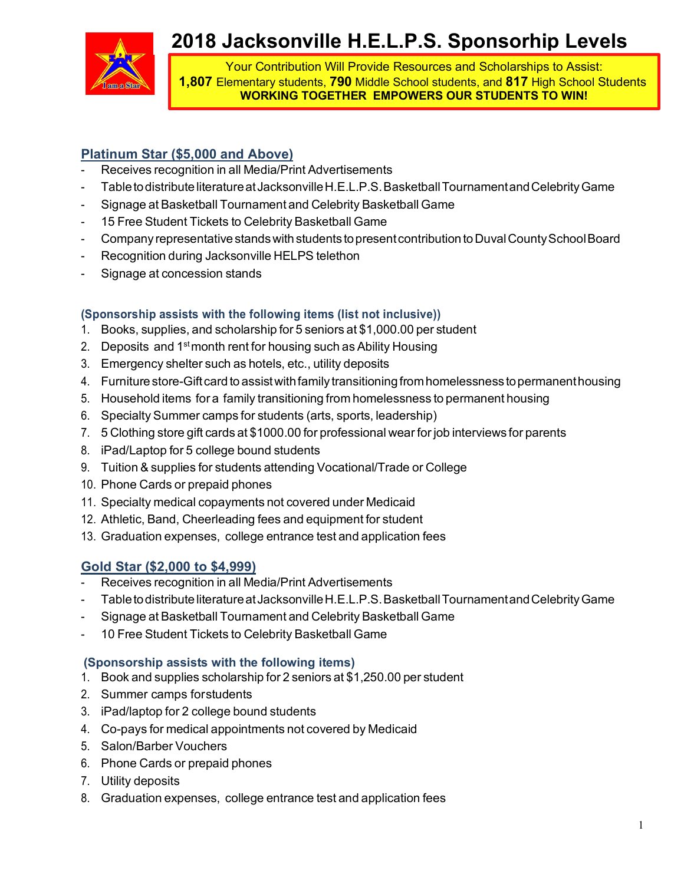# 2018 Jacksonville H.E.L.P.S. Sponsorhip Levels

Your Contribution Will Provide Resources and Scholarships to Assist:
**1,807** Elementary students, **790** Middle School students, and **817** High School Students
**WORKING TOGETHER EMPOWERS OUR STUDENTS TO WIN!**

## Platinum Star ($5,000 and Above)

- Receives recognition in all Media/Print Advertisements
- Table to distribute literature at Jacksonville H.E.L.P.S. Basketball Tournament and Celebrity Game
- Signage at Basketball Tournament and Celebrity Basketball Game
- 15 Free Student Tickets to Celebrity Basketball Game
- Company representative stands with students to present contribution to Duval County School Board
- Recognition during Jacksonville HELPS telethon
- Signage at concession stands

**(Sponsorship assists with the following items (list not inclusive))**

1. Books, supplies, and scholarship for 5 seniors at $1,000.00 per student
2. Deposits and 1st month rent for housing such as Ability Housing
3. Emergency shelter such as hotels, etc., utility deposits
4. Furniture store-Gift card to assist with family transitioning from homelessness to permanent housing
5. Household items for a family transitioning from homelessness to permanent housing
6. Specialty Summer camps for students (arts, sports, leadership)
7. 5 Clothing store gift cards at $1000.00 for professional wear for job interviews for parents
8. iPad/Laptop for 5 college bound students
9. Tuition & supplies for students attending Vocational/Trade or College
10. Phone Cards or prepaid phones
11. Specialty medical copayments not covered under Medicaid
12. Athletic, Band, Cheerleading fees and equipment for student
13. Graduation expenses, college entrance test and application fees

## Gold Star ($2,000 to $4,999)

- Receives recognition in all Media/Print Advertisements
- Table to distribute literature at Jacksonville H.E.L.P.S. Basketball Tournament and Celebrity Game
- Signage at Basketball Tournament and Celebrity Basketball Game
- 10 Free Student Tickets to Celebrity Basketball Game

**(Sponsorship assists with the following items)**

1. Book and supplies scholarship for 2 seniors at $1,250.00 per student
2. Summer camps for students
3. iPad/laptop for 2 college bound students
4. Co-pays for medical appointments not covered by Medicaid
5. Salon/Barber Vouchers
6. Phone Cards or prepaid phones
7. Utility deposits
8. Graduation expenses, college entrance test and application fees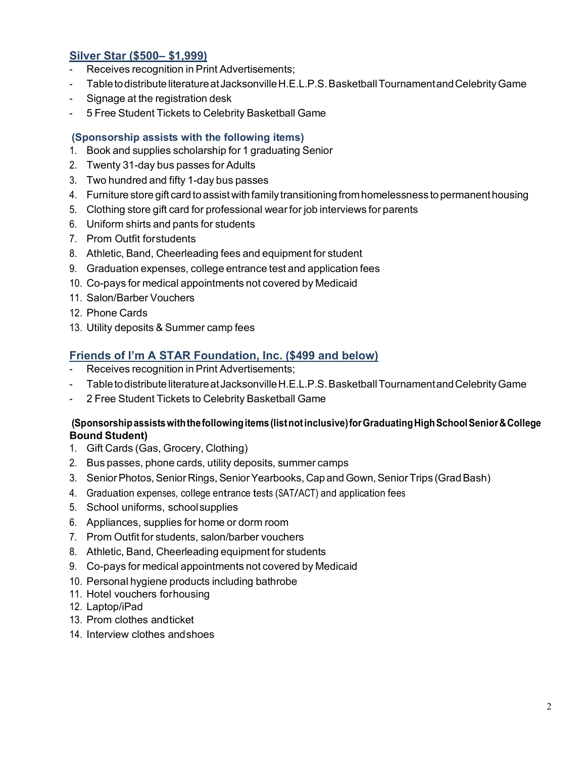## Silver Star ($500– $1,999)

- Receives recognition in Print Advertisements;
- Table to distribute literature at Jacksonville H.E.L.P.S. Basketball Tournament and Celebrity Game
- Signage at the registration desk
- 5 Free Student Tickets to Celebrity Basketball Game

### (Sponsorship assists with the following items)

1. Book and supplies scholarship for 1 graduating Senior
2. Twenty 31-day bus passes for Adults
3. Two hundred and fifty 1-day bus passes
4. Furniture store gift card to assist with family transitioning from homelessness to permanent housing
5. Clothing store gift card for professional wear for job interviews for parents
6. Uniform shirts and pants for students
7. Prom Outfit for students
8. Athletic, Band, Cheerleading fees and equipment for student
9. Graduation expenses, college entrance test and application fees
10. Co-pays for medical appointments not covered by Medicaid
11. Salon/Barber Vouchers
12. Phone Cards
13. Utility deposits & Summer camp fees

## Friends of I'm A STAR Foundation, Inc. ($499 and below)

- Receives recognition in Print Advertisements;
- Table to distribute literature at Jacksonville H.E.L.P.S. Basketball Tournament and Celebrity Game
- 2 Free Student Tickets to Celebrity Basketball Game

**(Sponsorship assists with the following items (list not inclusive) for Graduating High School Senior & College Bound Student)**

1. Gift Cards (Gas, Grocery, Clothing)
2. Bus passes, phone cards, utility deposits, summer camps
3. Senior Photos, Senior Rings, Senior Yearbooks, Cap and Gown, Senior Trips (Grad Bash)
4. Graduation expenses, college entrance tests (SAT/ACT) and application fees
5. School uniforms, school supplies
6. Appliances, supplies for home or dorm room
7. Prom Outfit for students, salon/barber vouchers
8. Athletic, Band, Cheerleading equipment for students
9. Co-pays for medical appointments not covered by Medicaid
10. Personal hygiene products including bathrobe
11. Hotel vouchers for housing
12. Laptop/iPad
13. Prom clothes and ticket
14. Interview clothes and shoes